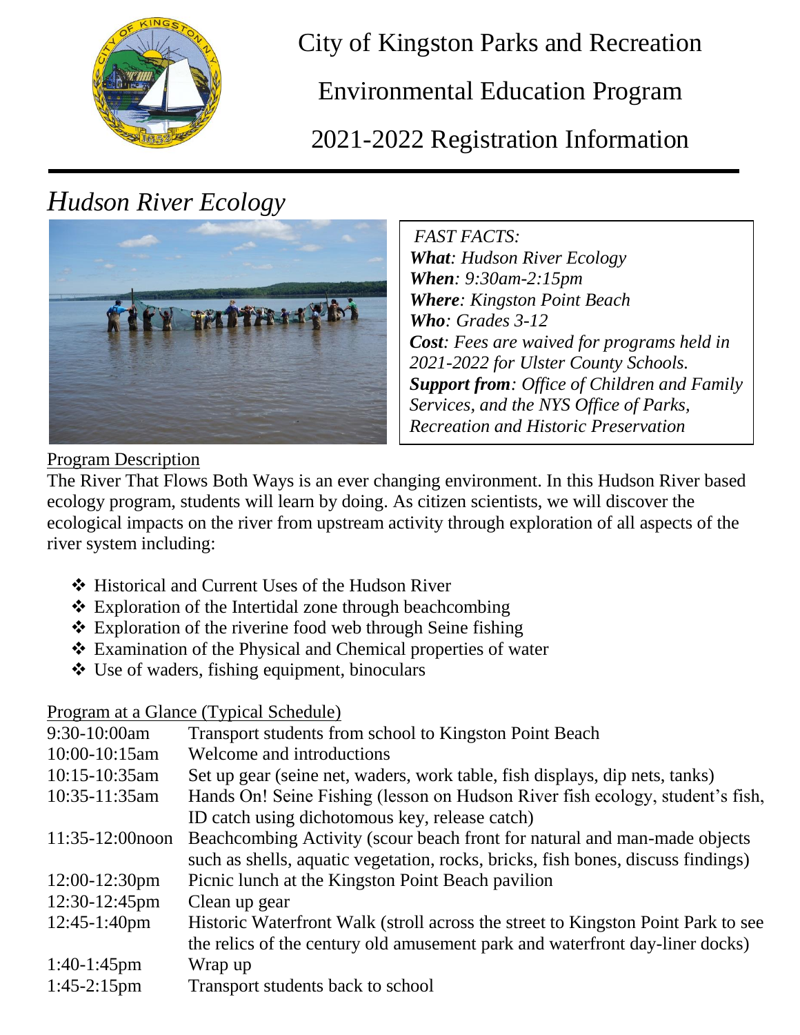# City of Kingston Parks and Recreation

## Environmental Education Program

## 2021-2022 Registration Information

## *Hudson River Ecology*

*FAST FACTS:*
***What**: Hudson River Ecology*
***When**: 9:30am-2:15pm*
***Where**: Kingston Point Beach*
***Who**: Grades 3-12*
***Cost**: Fees are waived for programs held in 2021-2022 for Ulster County Schools.*
***Support from**: Office of Children and Family Services, and the NYS Office of Parks, Recreation and Historic Preservation*

### Program Description

The River That Flows Both Ways is an ever changing environment. In this Hudson River based ecology program, students will learn by doing. As citizen scientists, we will discover the ecological impacts on the river from upstream activity through exploration of all aspects of the river system including:

- Historical and Current Uses of the Hudson River
- Exploration of the Intertidal zone through beachcombing
- Exploration of the riverine food web through Seine fishing
- Examination of the Physical and Chemical properties of water
- Use of waders, fishing equipment, binoculars

### Program at a Glance (Typical Schedule)

| | |
|---|---|
| 9:30-10:00am | Transport students from school to Kingston Point Beach |
| 10:00-10:15am | Welcome and introductions |
| 10:15-10:35am | Set up gear (seine net, waders, work table, fish displays, dip nets, tanks) |
| 10:35-11:35am | Hands On! Seine Fishing (lesson on Hudson River fish ecology, student's fish, ID catch using dichotomous key, release catch) |
| 11:35-12:00noon | Beachcombing Activity (scour beach front for natural and man-made objects such as shells, aquatic vegetation, rocks, bricks, fish bones, discuss findings) |
| 12:00-12:30pm | Picnic lunch at the Kingston Point Beach pavilion |
| 12:30-12:45pm | Clean up gear |
| 12:45-1:40pm | Historic Waterfront Walk (stroll across the street to Kingston Point Park to see the relics of the century old amusement park and waterfront day-liner docks) |
| 1:40-1:45pm | Wrap up |
| 1:45-2:15pm | Transport students back to school |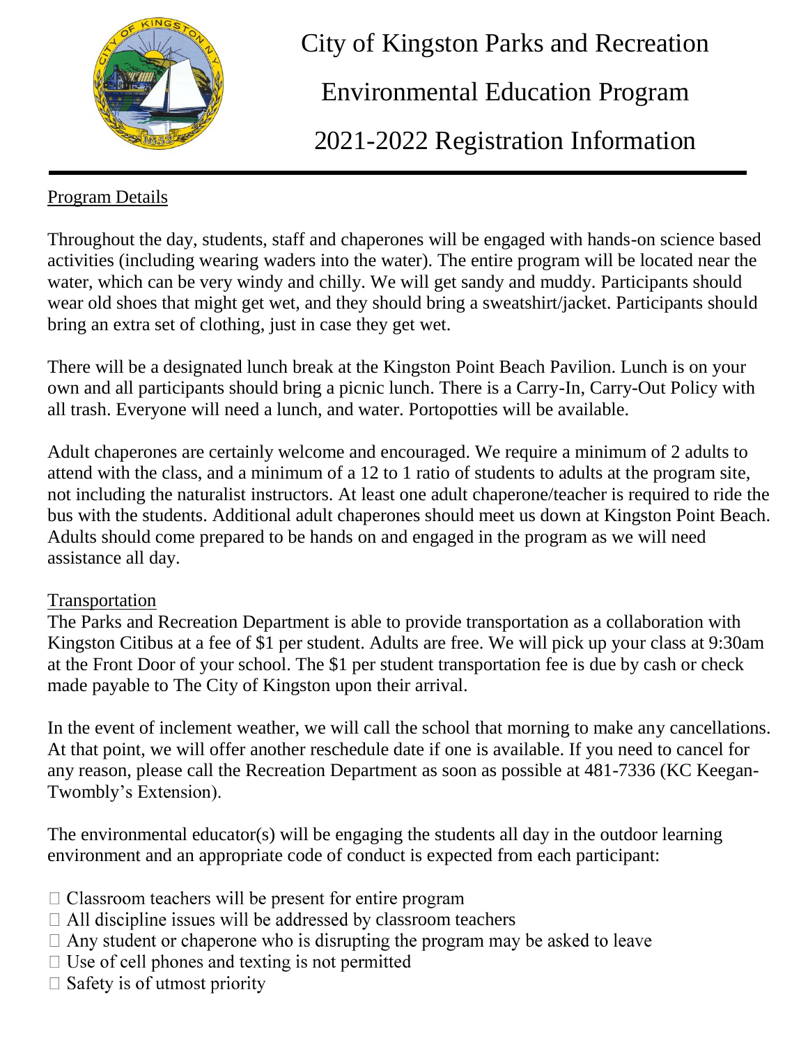# City of Kingston Parks and Recreation

# Environmental Education Program

# 2021-2022 Registration Information

## Program Details

Throughout the day, students, staff and chaperones will be engaged with hands-on science based activities (including wearing waders into the water). The entire program will be located near the water, which can be very windy and chilly. We will get sandy and muddy. Participants should wear old shoes that might get wet, and they should bring a sweatshirt/jacket. Participants should bring an extra set of clothing, just in case they get wet.

There will be a designated lunch break at the Kingston Point Beach Pavilion. Lunch is on your own and all participants should bring a picnic lunch. There is a Carry-In, Carry-Out Policy with all trash. Everyone will need a lunch, and water. Portopotties will be available.

Adult chaperones are certainly welcome and encouraged. We require a minimum of 2 adults to attend with the class, and a minimum of a 12 to 1 ratio of students to adults at the program site, not including the naturalist instructors. At least one adult chaperone/teacher is required to ride the bus with the students. Additional adult chaperones should meet us down at Kingston Point Beach. Adults should come prepared to be hands on and engaged in the program as we will need assistance all day.

## Transportation

The Parks and Recreation Department is able to provide transportation as a collaboration with Kingston Citibus at a fee of $1 per student. Adults are free. We will pick up your class at 9:30am at the Front Door of your school. The $1 per student transportation fee is due by cash or check made payable to The City of Kingston upon their arrival.

In the event of inclement weather, we will call the school that morning to make any cancellations. At that point, we will offer another reschedule date if one is available. If you need to cancel for any reason, please call the Recreation Department as soon as possible at 481-7336 (KC Keegan-Twombly's Extension).

The environmental educator(s) will be engaging the students all day in the outdoor learning environment and an appropriate code of conduct is expected from each participant:

- Classroom teachers will be present for entire program
- All discipline issues will be addressed by classroom teachers
- Any student or chaperone who is disrupting the program may be asked to leave
- Use of cell phones and texting is not permitted
- Safety is of utmost priority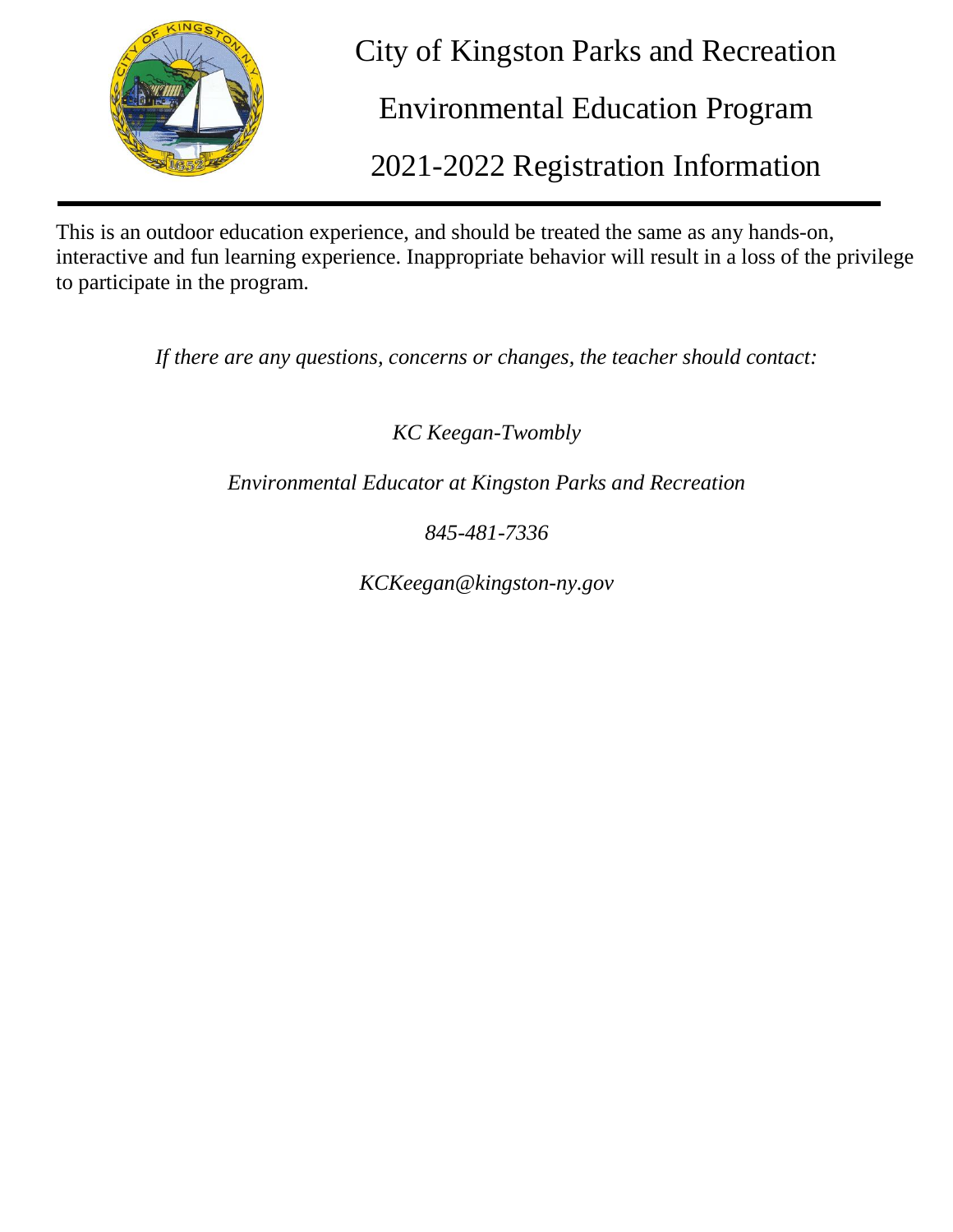# City of Kingston Parks and Recreation

# Environmental Education Program

# 2021-2022 Registration Information

This is an outdoor education experience, and should be treated the same as any hands-on, interactive and fun learning experience. Inappropriate behavior will result in a loss of the privilege to participate in the program.

*If there are any questions, concerns or changes, the teacher should contact:*

*KC Keegan-Twombly*

*Environmental Educator at Kingston Parks and Recreation*

*845-481-7336*

*KCKeegan@kingston-ny.gov*